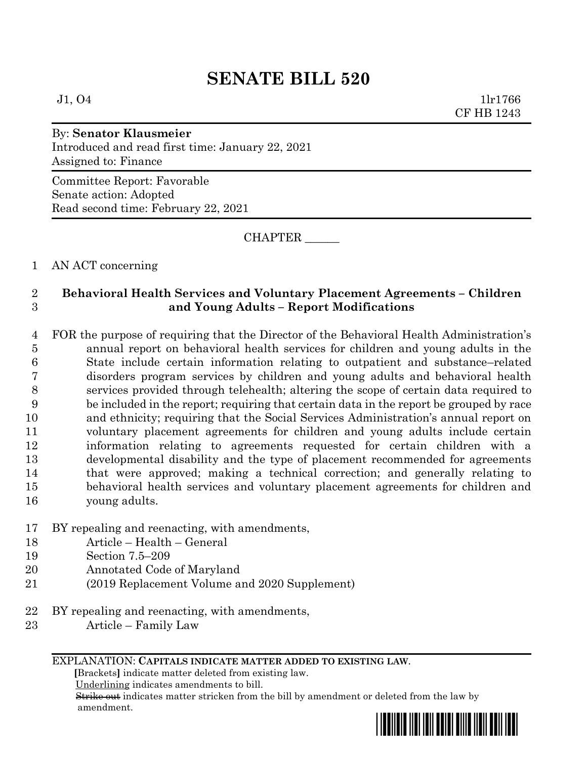# SENATE BILL 520

J1, O4 1lr1766
CF HB 1243

By: **Senator Klausmeier**
Introduced and read first time: January 22, 2021
Assigned to: Finance

Committee Report: Favorable
Senate action: Adopted
Read second time: February 22, 2021

CHAPTER ______

1 AN ACT concerning

2 **Behavioral Health Services and Voluntary Placement Agreements – Children**
3 **and Young Adults – Report Modifications**

4 FOR the purpose of requiring that the Director of the Behavioral Health Administration's
5 annual report on behavioral health services for children and young adults in the
6 State include certain information relating to outpatient and substance–related
7 disorders program services by children and young adults and behavioral health
8 services provided through telehealth; altering the scope of certain data required to
9 be included in the report; requiring that certain data in the report be grouped by race
10 and ethnicity; requiring that the Social Services Administration's annual report on
11 voluntary placement agreements for children and young adults include certain
12 information relating to agreements requested for certain children with a
13 developmental disability and the type of placement recommended for agreements
14 that were approved; making a technical correction; and generally relating to
15 behavioral health services and voluntary placement agreements for children and
16 young adults.

17 BY repealing and reenacting, with amendments,
18 Article – Health – General
19 Section 7.5–209
20 Annotated Code of Maryland
21 (2019 Replacement Volume and 2020 Supplement)

22 BY repealing and reenacting, with amendments,
23 Article – Family Law

EXPLANATION: **CAPITALS INDICATE MATTER ADDED TO EXISTING LAW.**
**[**Brackets**]** indicate matter deleted from existing law.
Underlining indicates amendments to bill.
~~Strike out~~ indicates matter stricken from the bill by amendment or deleted from the law by amendment.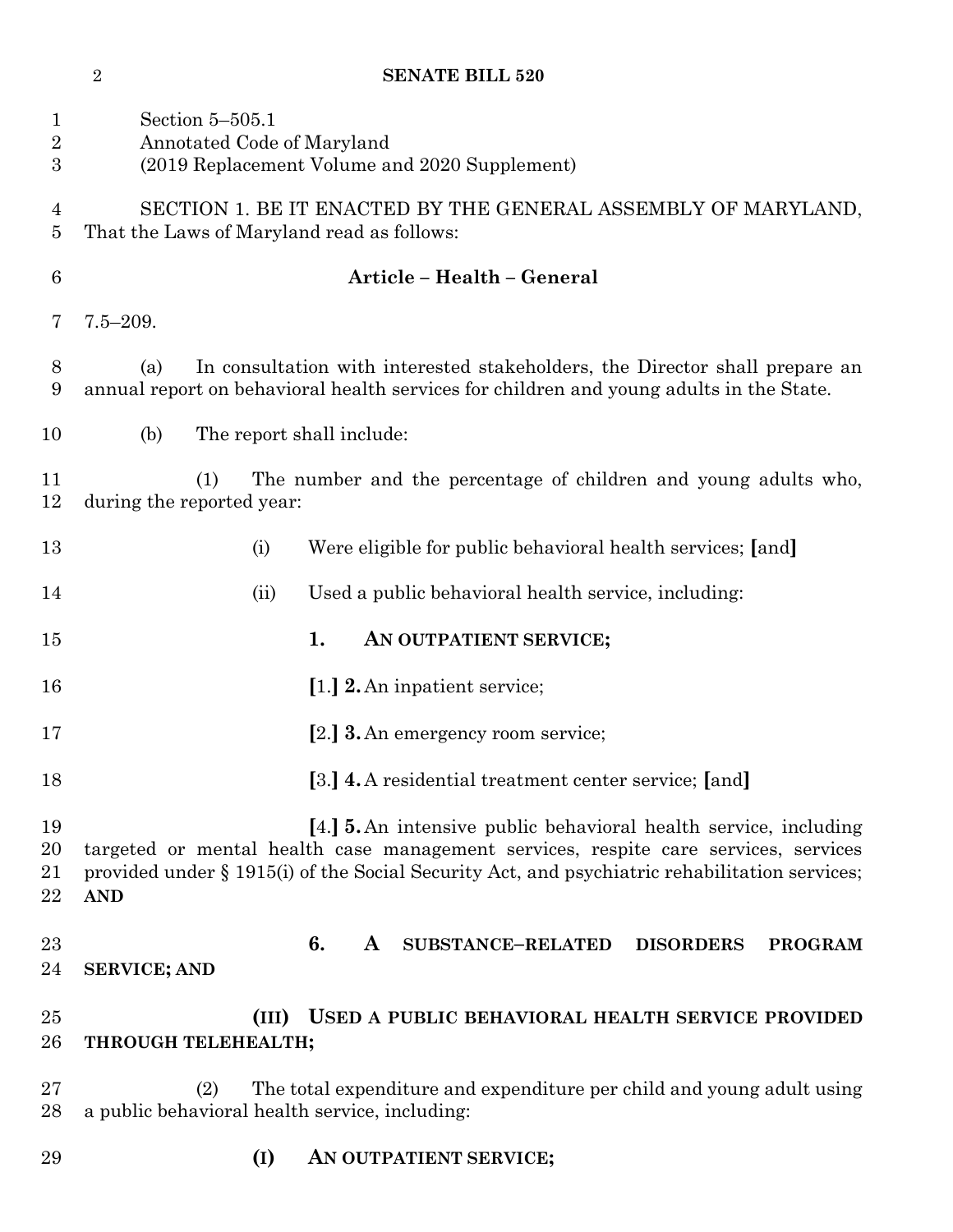Section 5–505.1
Annotated Code of Maryland
(2019 Replacement Volume and 2020 Supplement)

SECTION 1. BE IT ENACTED BY THE GENERAL ASSEMBLY OF MARYLAND, That the Laws of Maryland read as follows:

## Article – Health – General

7.5–209.

(a) In consultation with interested stakeholders, the Director shall prepare an annual report on behavioral health services for children and young adults in the State.

(b) The report shall include:

(1) The number and the percentage of children and young adults who, during the reported year:

(i) Were eligible for public behavioral health services; [and]

(ii) Used a public behavioral health service, including:

**1. AN OUTPATIENT SERVICE;**

[1.] **2.** An inpatient service;

[2.] **3.** An emergency room service;

[3.] **4.** A residential treatment center service; [and]

[4.] **5.** An intensive public behavioral health service, including targeted or mental health case management services, respite care services, services provided under § 1915(i) of the Social Security Act, and psychiatric rehabilitation services; **AND**

**6. A SUBSTANCE–RELATED DISORDERS PROGRAM SERVICE; AND**

**(III) USED A PUBLIC BEHAVIORAL HEALTH SERVICE PROVIDED THROUGH TELEHEALTH;**

(2) The total expenditure and expenditure per child and young adult using a public behavioral health service, including:

**(I) AN OUTPATIENT SERVICE;**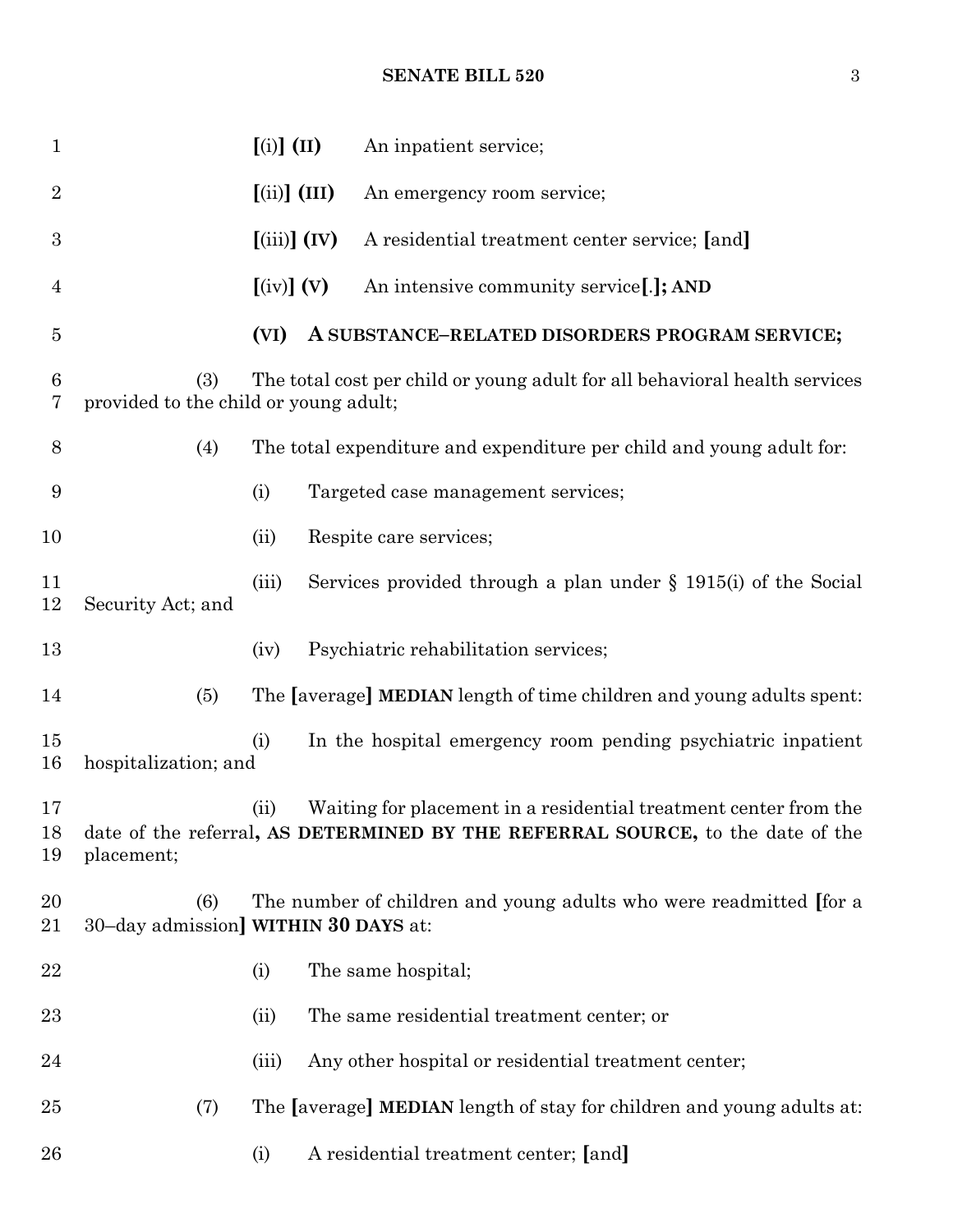[(i)] **(II)** An inpatient service;

[(ii)] **(III)** An emergency room service;

[(iii)] **(IV)** A residential treatment center service; [and]

[(iv)] **(V)** An intensive community service[.]**; AND**

**(VI) A SUBSTANCE–RELATED DISORDERS PROGRAM SERVICE;**

(3) The total cost per child or young adult for all behavioral health services provided to the child or young adult;

(4) The total expenditure and expenditure per child and young adult for:

(i) Targeted case management services;

(ii) Respite care services;

(iii) Services provided through a plan under § 1915(i) of the Social Security Act; and

(iv) Psychiatric rehabilitation services;

(5) The [average] **MEDIAN** length of time children and young adults spent:

(i) In the hospital emergency room pending psychiatric inpatient hospitalization; and

(ii) Waiting for placement in a residential treatment center from the date of the referral**, AS DETERMINED BY THE REFERRAL SOURCE,** to the date of the placement;

(6) The number of children and young adults who were readmitted [for a 30–day admission] **WITHIN 30 DAYS** at:

(i) The same hospital;

(ii) The same residential treatment center; or

(iii) Any other hospital or residential treatment center;

(7) The [average] **MEDIAN** length of stay for children and young adults at:

(i) A residential treatment center; [and]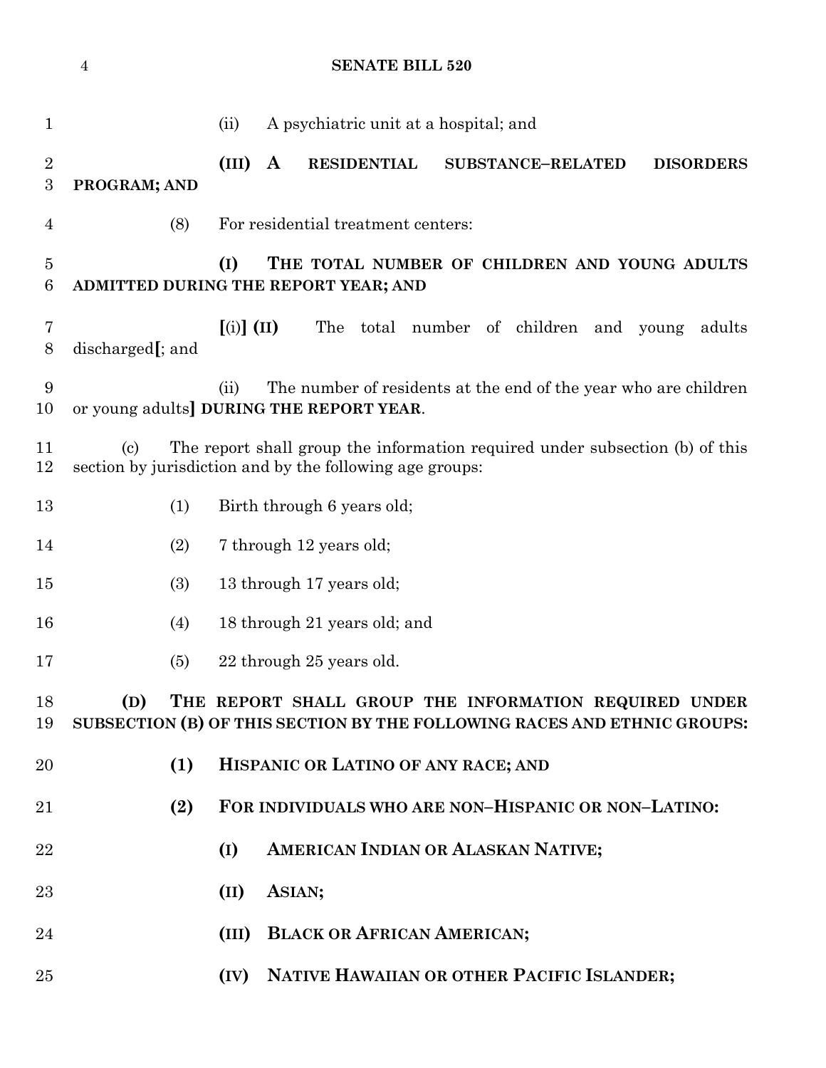(ii) A psychiatric unit at a hospital; and

**(III) A RESIDENTIAL SUBSTANCE–RELATED DISORDERS PROGRAM; AND**

(8) For residential treatment centers:

**(I) THE TOTAL NUMBER OF CHILDREN AND YOUNG ADULTS ADMITTED DURING THE REPORT YEAR; AND**

**[**(i)**] (II)** The total number of children and young adults discharged**[**; and

(ii) The number of residents at the end of the year who are children or young adults**] DURING THE REPORT YEAR**.

(c) The report shall group the information required under subsection (b) of this section by jurisdiction and by the following age groups:

(1) Birth through 6 years old;

(2) 7 through 12 years old;

(3) 13 through 17 years old;

(4) 18 through 21 years old; and

(5) 22 through 25 years old.

**(D) THE REPORT SHALL GROUP THE INFORMATION REQUIRED UNDER SUBSECTION (B) OF THIS SECTION BY THE FOLLOWING RACES AND ETHNIC GROUPS:**

**(1) HISPANIC OR LATINO OF ANY RACE; AND**

**(2) FOR INDIVIDUALS WHO ARE NON–HISPANIC OR NON–LATINO:**

**(I) AMERICAN INDIAN OR ALASKAN NATIVE;**

**(II) ASIAN;**

**(III) BLACK OR AFRICAN AMERICAN;**

**(IV) NATIVE HAWAIIAN OR OTHER PACIFIC ISLANDER;**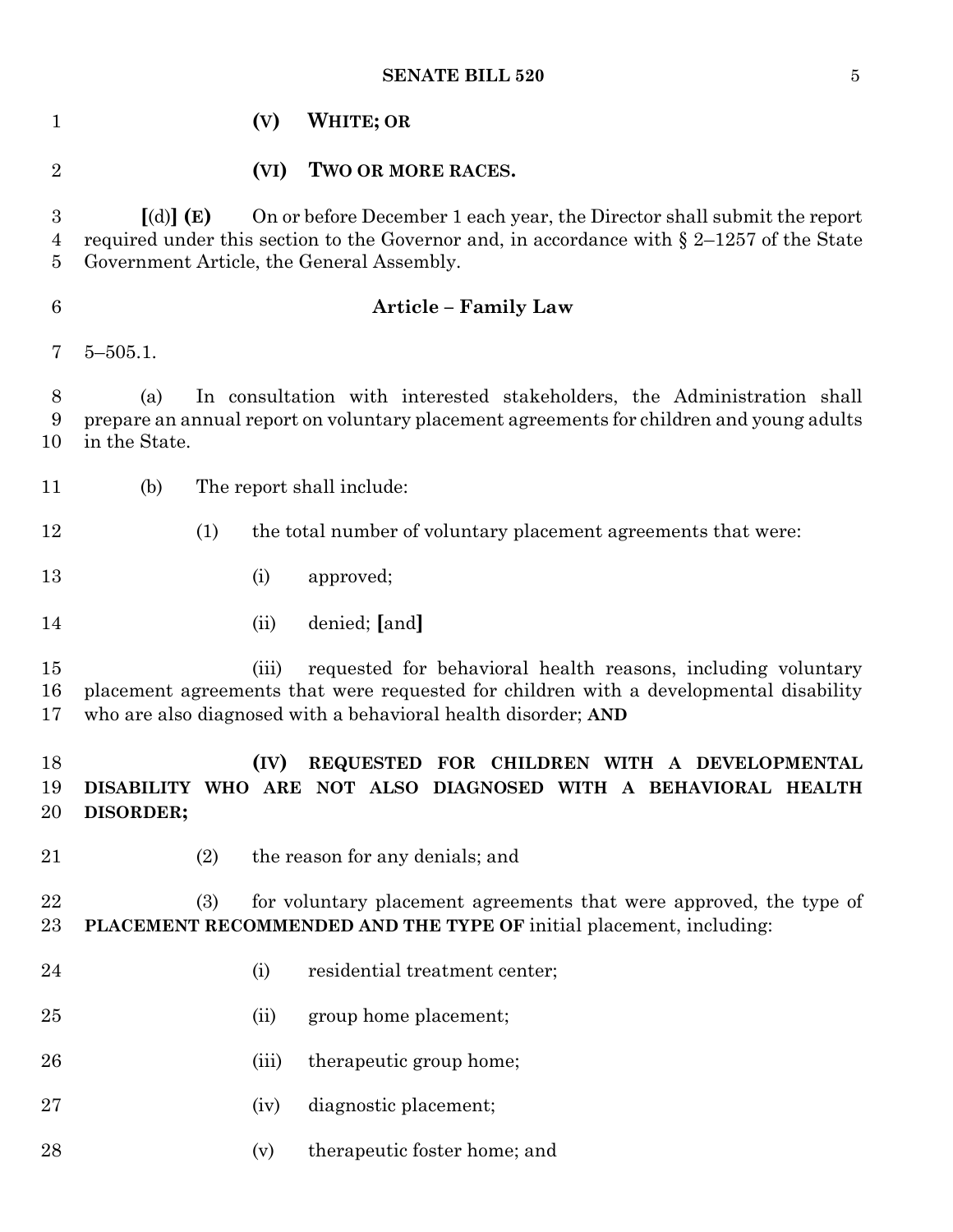**(V) WHITE; OR**

**(VI) TWO OR MORE RACES.**

[(d)] **(E)** On or before December 1 each year, the Director shall submit the report required under this section to the Governor and, in accordance with § 2–1257 of the State Government Article, the General Assembly.

**Article – Family Law**

5–505.1.

(a) In consultation with interested stakeholders, the Administration shall prepare an annual report on voluntary placement agreements for children and young adults in the State.

(b) The report shall include:

(1) the total number of voluntary placement agreements that were:

(i) approved;

(ii) denied; [and]

(iii) requested for behavioral health reasons, including voluntary placement agreements that were requested for children with a developmental disability who are also diagnosed with a behavioral health disorder; **AND**

**(IV) REQUESTED FOR CHILDREN WITH A DEVELOPMENTAL DISABILITY WHO ARE NOT ALSO DIAGNOSED WITH A BEHAVIORAL HEALTH DISORDER;**

(2) the reason for any denials; and

(3) for voluntary placement agreements that were approved, the type of **PLACEMENT RECOMMENDED AND THE TYPE OF** initial placement, including:

(i) residential treatment center;

(ii) group home placement;

(iii) therapeutic group home;

(iv) diagnostic placement;

(v) therapeutic foster home; and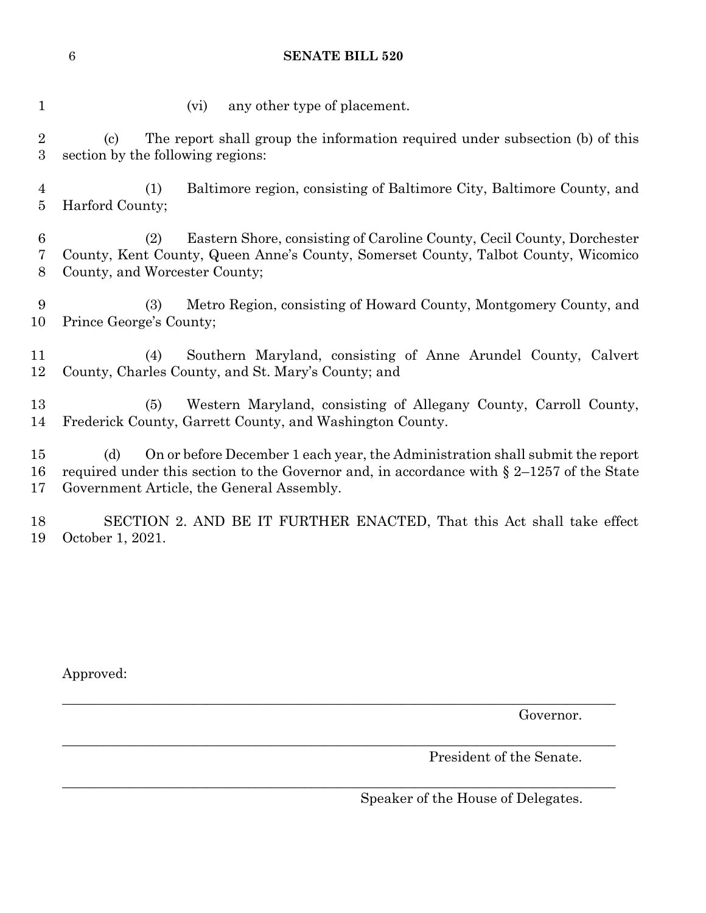(vi) any other type of placement.

(c) The report shall group the information required under subsection (b) of this section by the following regions:

(1) Baltimore region, consisting of Baltimore City, Baltimore County, and Harford County;

(2) Eastern Shore, consisting of Caroline County, Cecil County, Dorchester County, Kent County, Queen Anne's County, Somerset County, Talbot County, Wicomico County, and Worcester County;

(3) Metro Region, consisting of Howard County, Montgomery County, and Prince George's County;

(4) Southern Maryland, consisting of Anne Arundel County, Calvert County, Charles County, and St. Mary's County; and

(5) Western Maryland, consisting of Allegany County, Carroll County, Frederick County, Garrett County, and Washington County.

(d) On or before December 1 each year, the Administration shall submit the report required under this section to the Governor and, in accordance with § 2–1257 of the State Government Article, the General Assembly.

SECTION 2. AND BE IT FURTHER ENACTED, That this Act shall take effect October 1, 2021.

Approved:

\_\_\_\_\_\_\_\_\_\_\_\_\_\_\_\_\_\_\_\_\_\_\_\_\_\_\_\_\_\_\_\_\_\_\_\_\_\_\_\_\_\_\_\_\_\_\_\_\_\_\_\_\_\_\_\_\_\_\_\_\_\_\_\_\_\_\_\_\_\_\_\_\_\_\_\_

Governor.

\_\_\_\_\_\_\_\_\_\_\_\_\_\_\_\_\_\_\_\_\_\_\_\_\_\_\_\_\_\_\_\_\_\_\_\_\_\_\_\_\_\_\_\_\_\_\_\_\_\_\_\_\_\_\_\_\_\_\_\_\_\_\_\_\_\_\_\_\_\_\_\_\_\_\_\_

President of the Senate.

\_\_\_\_\_\_\_\_\_\_\_\_\_\_\_\_\_\_\_\_\_\_\_\_\_\_\_\_\_\_\_\_\_\_\_\_\_\_\_\_\_\_\_\_\_\_\_\_\_\_\_\_\_\_\_\_\_\_\_\_\_\_\_\_\_\_\_\_\_\_\_\_\_\_\_\_

Speaker of the House of Delegates.